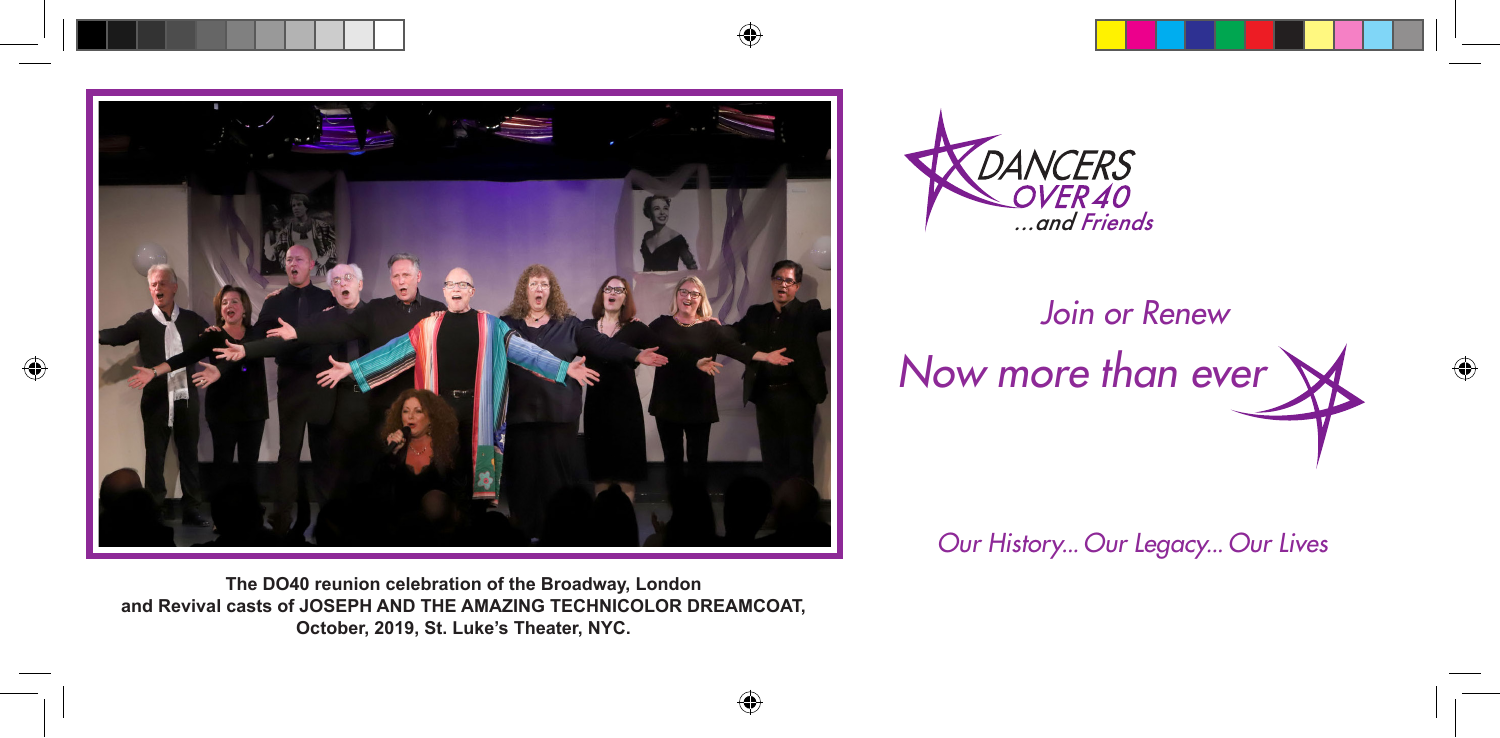The DO40 reunion celebration of the Broadway, London and Revival casts of JOSEPH AND THE AMAZING TECHNICOLOR DREAMCOAT, October, 2019, St. Luke's Theater, NYC.

# DANCERS OVER 40 ...and Friends

*Join or Renew*

*Now more than ever*

*Our History... Our Legacy... Our Lives*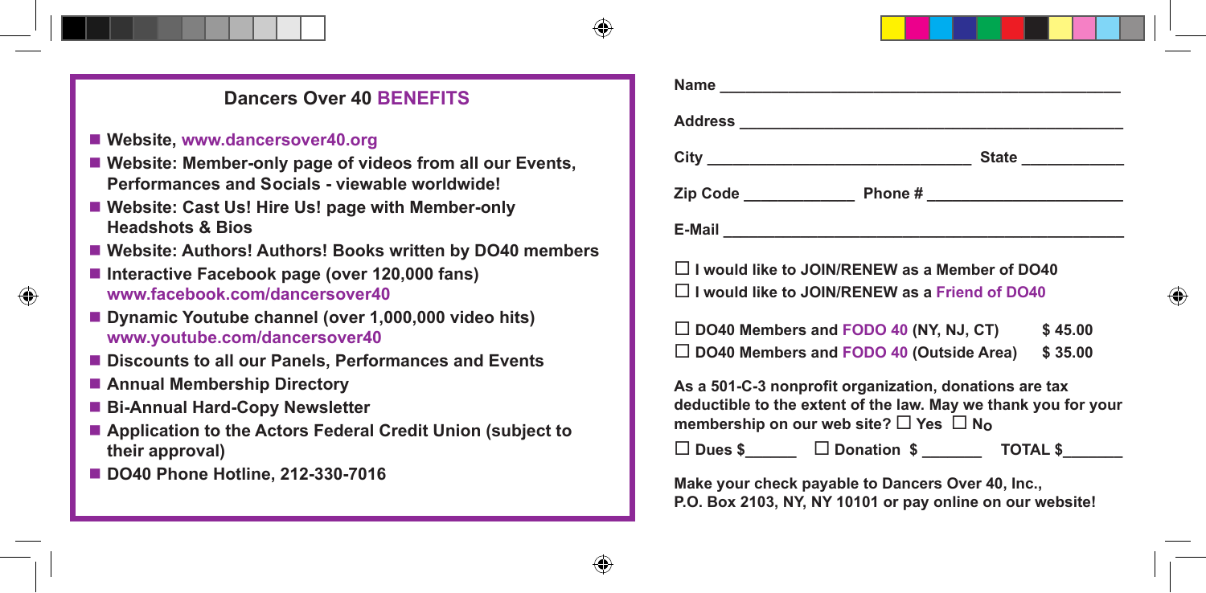## Dancers Over 40 BENEFITS

- **Website, www.dancersover40.org**
- **Website: Member-only page of videos from all our Events, Performances and Socials - viewable worldwide!**
- **Website: Cast Us! Hire Us! page with Member-only Headshots & Bios**
- **Website: Authors! Authors! Books written by DO40 members**
- **Interactive Facebook page (over 120,000 fans) www.facebook.com/dancersover40**
- **Dynamic Youtube channel (over 1,000,000 video hits) www.youtube.com/dancersover40**
- **Discounts to all our Panels, Performances and Events**
- **Annual Membership Directory**
- **Bi-Annual Hard-Copy Newsletter**
- **Application to the Actors Federal Credit Union (subject to their approval)**
- **DO40 Phone Hotline, 212-330-7016**

**Name** ______________________________________________

**Address** ____________________________________________

**City** ______________________________ **State** ___________

**Zip Code** _____________ **Phone #** ______________________

**E-Mail** _____________________________________________

☐ **I would like to JOIN/RENEW as a Member of DO40**

☐ **I would like to JOIN/RENEW as a Friend of DO40**

☐ **DO40 Members and FODO 40 (NY, NJ, CT) $ 45.00**

☐ **DO40 Members and FODO 40 (Outside Area) $ 35.00**

**As a 501-C-3 nonprofit organization, donations are tax deductible to the extent of the law. May we thank you for your membership on our web site? ☐ Yes ☐ No**

☐ **Dues $______ ☐ Donation $ _______ TOTAL $_______**

**Make your check payable to Dancers Over 40, Inc., P.O. Box 2103, NY, NY 10101 or pay online on our website!**